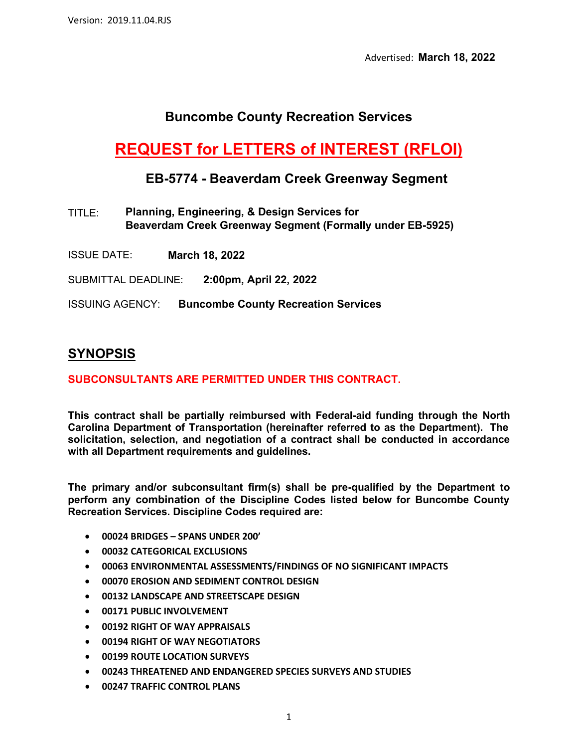Version: 2019.11.04.RJS

Advertised: **March 18, 2022**

# Buncombe County Recreation Services

# REQUEST for LETTERS of INTEREST (RFLOI)

## EB-5774 - Beaverdam Creek Greenway Segment

TITLE: **Planning, Engineering, & Design Services for Beaverdam Creek Greenway Segment (Formally under EB-5925)**

ISSUE DATE: **March 18, 2022**

SUBMITTAL DEADLINE: **2:00pm, April 22, 2022**

ISSUING AGENCY: **Buncombe County Recreation Services**

## SYNOPSIS

**SUBCONSULTANTS ARE PERMITTED UNDER THIS CONTRACT.**

**This contract shall be partially reimbursed with Federal-aid funding through the North Carolina Department of Transportation (hereinafter referred to as the Department). The solicitation, selection, and negotiation of a contract shall be conducted in accordance with all Department requirements and guidelines.**

**The primary and/or subconsultant firm(s) shall be pre-qualified by the Department to perform any combination of the Discipline Codes listed below for Buncombe County Recreation Services. Discipline Codes required are:**

- **00024 BRIDGES – SPANS UNDER 200'**
- **00032 CATEGORICAL EXCLUSIONS**
- **00063 ENVIRONMENTAL ASSESSMENTS/FINDINGS OF NO SIGNIFICANT IMPACTS**
- **00070 EROSION AND SEDIMENT CONTROL DESIGN**
- **00132 LANDSCAPE AND STREETSCAPE DESIGN**
- **00171 PUBLIC INVOLVEMENT**
- **00192 RIGHT OF WAY APPRAISALS**
- **00194 RIGHT OF WAY NEGOTIATORS**
- **00199 ROUTE LOCATION SURVEYS**
- **00243 THREATENED AND ENDANGERED SPECIES SURVEYS AND STUDIES**
- **00247 TRAFFIC CONTROL PLANS**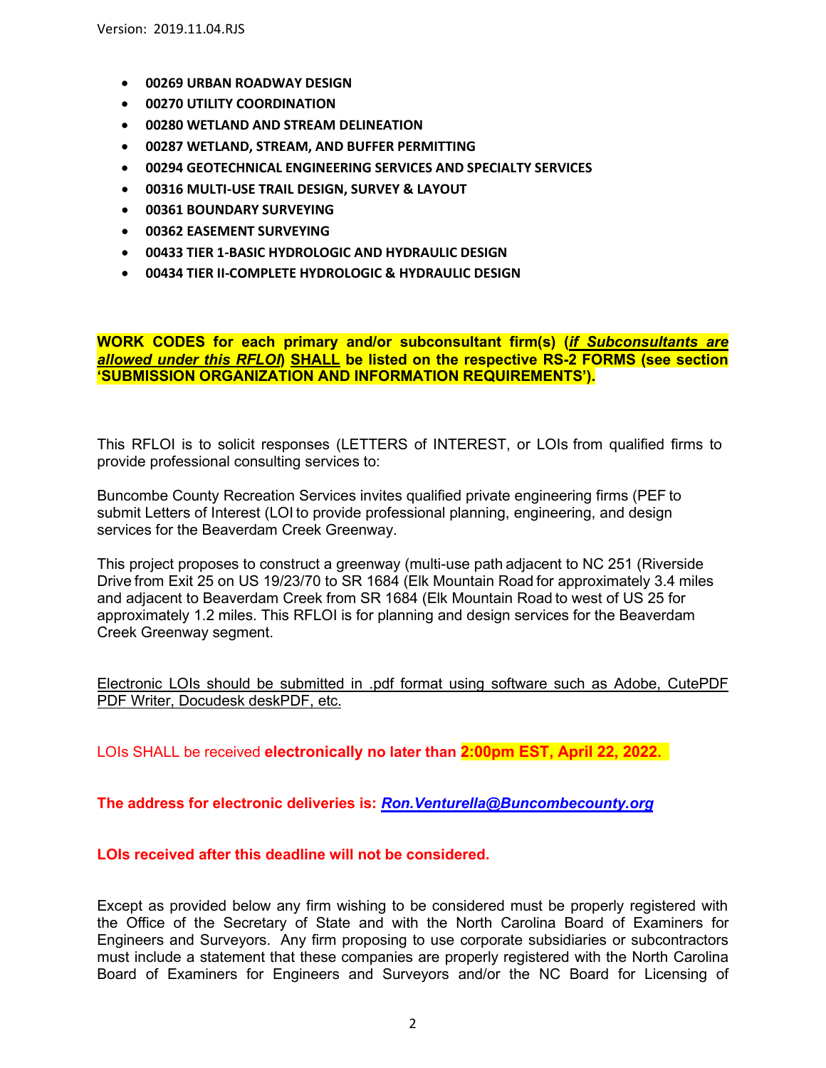- **00269 URBAN ROADWAY DESIGN**
- **00270 UTILITY COORDINATION**
- **00280 WETLAND AND STREAM DELINEATION**
- **00287 WETLAND, STREAM, AND BUFFER PERMITTING**
- **00294 GEOTECHNICAL ENGINEERING SERVICES AND SPECIALTY SERVICES**
- **00316 MULTI-USE TRAIL DESIGN, SURVEY & LAYOUT**
- **00361 BOUNDARY SURVEYING**
- **00362 EASEMENT SURVEYING**
- **00433 TIER 1-BASIC HYDROLOGIC AND HYDRAULIC DESIGN**
- **00434 TIER II-COMPLETE HYDROLOGIC & HYDRAULIC DESIGN**

**WORK CODES for each primary and/or subconsultant firm(s) (*if Subconsultants are allowed under this RFLOI*) SHALL be listed on the respective RS-2 FORMS (see section 'SUBMISSION ORGANIZATION AND INFORMATION REQUIREMENTS').**

This RFLOI is to solicit responses (LETTERS of INTEREST, or LOIs from qualified firms to provide professional consulting services to:

Buncombe County Recreation Services invites qualified private engineering firms (PEF to submit Letters of Interest (LOI to provide professional planning, engineering, and design services for the Beaverdam Creek Greenway.

This project proposes to construct a greenway (multi-use path adjacent to NC 251 (Riverside Drive from Exit 25 on US 19/23/70 to SR 1684 (Elk Mountain Road for approximately 3.4 miles and adjacent to Beaverdam Creek from SR 1684 (Elk Mountain Road to west of US 25 for approximately 1.2 miles. This RFLOI is for planning and design services for the Beaverdam Creek Greenway segment.

Electronic LOIs should be submitted in .pdf format using software such as Adobe, CutePDF PDF Writer, Docudesk deskPDF, etc.

LOIs SHALL be received **electronically no later than 2:00pm EST, April 22, 2022.**

**The address for electronic deliveries is: *Ron.Venturella@Buncombecounty.org***

**LOIs received after this deadline will not be considered.**

Except as provided below any firm wishing to be considered must be properly registered with the Office of the Secretary of State and with the North Carolina Board of Examiners for Engineers and Surveyors. Any firm proposing to use corporate subsidiaries or subcontractors must include a statement that these companies are properly registered with the North Carolina Board of Examiners for Engineers and Surveyors and/or the NC Board for Licensing of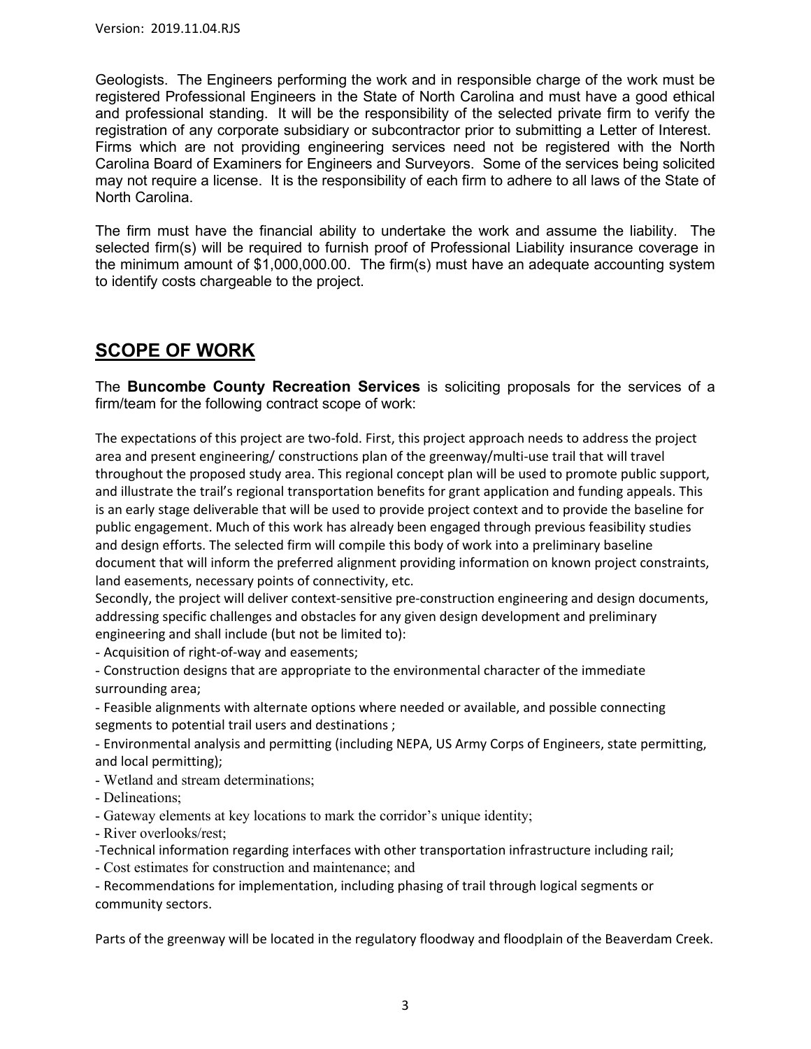Geologists. The Engineers performing the work and in responsible charge of the work must be registered Professional Engineers in the State of North Carolina and must have a good ethical and professional standing. It will be the responsibility of the selected private firm to verify the registration of any corporate subsidiary or subcontractor prior to submitting a Letter of Interest. Firms which are not providing engineering services need not be registered with the North Carolina Board of Examiners for Engineers and Surveyors. Some of the services being solicited may not require a license. It is the responsibility of each firm to adhere to all laws of the State of North Carolina.

The firm must have the financial ability to undertake the work and assume the liability. The selected firm(s) will be required to furnish proof of Professional Liability insurance coverage in the minimum amount of $1,000,000.00. The firm(s) must have an adequate accounting system to identify costs chargeable to the project.

## SCOPE OF WORK

The **Buncombe County Recreation Services** is soliciting proposals for the services of a firm/team for the following contract scope of work:

The expectations of this project are two-fold. First, this project approach needs to address the project area and present engineering/ constructions plan of the greenway/multi-use trail that will travel throughout the proposed study area. This regional concept plan will be used to promote public support, and illustrate the trail's regional transportation benefits for grant application and funding appeals. This is an early stage deliverable that will be used to provide project context and to provide the baseline for public engagement. Much of this work has already been engaged through previous feasibility studies and design efforts. The selected firm will compile this body of work into a preliminary baseline document that will inform the preferred alignment providing information on known project constraints, land easements, necessary points of connectivity, etc.

Secondly, the project will deliver context-sensitive pre-construction engineering and design documents, addressing specific challenges and obstacles for any given design development and preliminary engineering and shall include (but not be limited to):

- Acquisition of right-of-way and easements;
- Construction designs that are appropriate to the environmental character of the immediate surrounding area;
- Feasible alignments with alternate options where needed or available, and possible connecting segments to potential trail users and destinations ;
- Environmental analysis and permitting (including NEPA, US Army Corps of Engineers, state permitting, and local permitting);
- Wetland and stream determinations;
- Delineations;
- Gateway elements at key locations to mark the corridor's unique identity;
- River overlooks/rest;
- Technical information regarding interfaces with other transportation infrastructure including rail;
- Cost estimates for construction and maintenance; and
- Recommendations for implementation, including phasing of trail through logical segments or community sectors.

Parts of the greenway will be located in the regulatory floodway and floodplain of the Beaverdam Creek.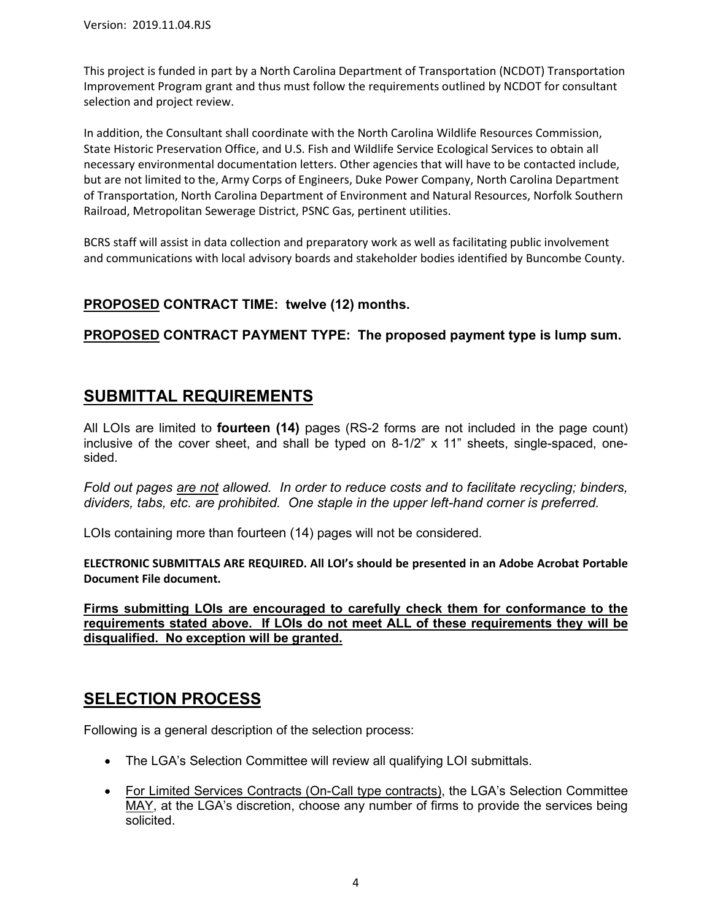This project is funded in part by a North Carolina Department of Transportation (NCDOT) Transportation Improvement Program grant and thus must follow the requirements outlined by NCDOT for consultant selection and project review.

In addition, the Consultant shall coordinate with the North Carolina Wildlife Resources Commission, State Historic Preservation Office, and U.S. Fish and Wildlife Service Ecological Services to obtain all necessary environmental documentation letters. Other agencies that will have to be contacted include, but are not limited to the, Army Corps of Engineers, Duke Power Company, North Carolina Department of Transportation, North Carolina Department of Environment and Natural Resources, Norfolk Southern Railroad, Metropolitan Sewerage District, PSNC Gas, pertinent utilities.

BCRS staff will assist in data collection and preparatory work as well as facilitating public involvement and communications with local advisory boards and stakeholder bodies identified by Buncombe County.

**PROPOSED CONTRACT TIME: twelve (12) months.**

**PROPOSED CONTRACT PAYMENT TYPE: The proposed payment type is lump sum.**

## SUBMITTAL REQUIREMENTS

All LOIs are limited to **fourteen (14)** pages (RS-2 forms are not included in the page count) inclusive of the cover sheet, and shall be typed on 8-1/2" x 11" sheets, single-spaced, one-sided.

*Fold out pages are not allowed. In order to reduce costs and to facilitate recycling; binders, dividers, tabs, etc. are prohibited. One staple in the upper left-hand corner is preferred.*

LOIs containing more than fourteen (14) pages will not be considered.

**ELECTRONIC SUBMITTALS ARE REQUIRED. All LOI's should be presented in an Adobe Acrobat Portable Document File document.**

**Firms submitting LOIs are encouraged to carefully check them for conformance to the requirements stated above. If LOIs do not meet ALL of these requirements they will be disqualified. No exception will be granted.**

## SELECTION PROCESS

Following is a general description of the selection process:

- The LGA's Selection Committee will review all qualifying LOI submittals.
- For Limited Services Contracts (On-Call type contracts), the LGA's Selection Committee MAY, at the LGA's discretion, choose any number of firms to provide the services being solicited.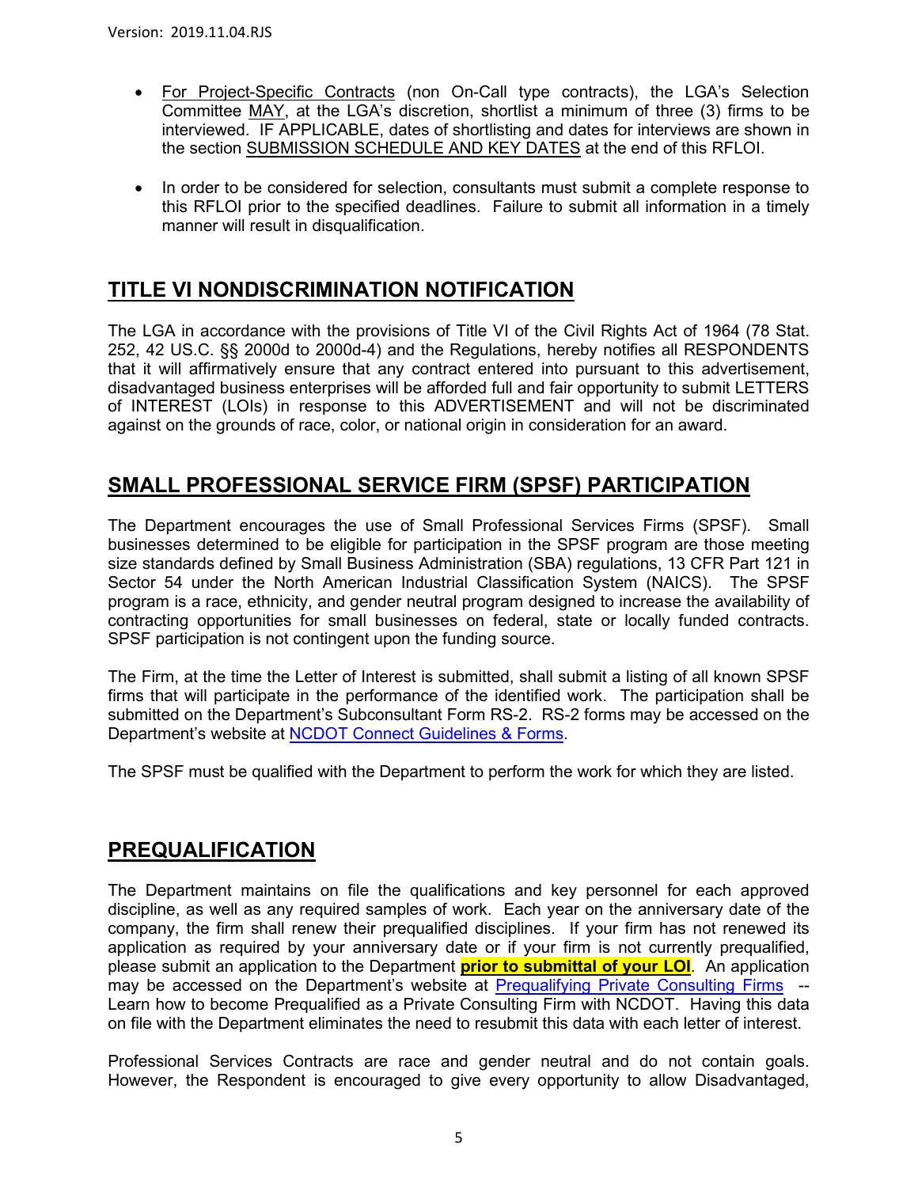- For Project-Specific Contracts (non On-Call type contracts), the LGA's Selection Committee MAY, at the LGA's discretion, shortlist a minimum of three (3) firms to be interviewed. IF APPLICABLE, dates of shortlisting and dates for interviews are shown in the section SUBMISSION SCHEDULE AND KEY DATES at the end of this RFLOI.

- In order to be considered for selection, consultants must submit a complete response to this RFLOI prior to the specified deadlines. Failure to submit all information in a timely manner will result in disqualification.

## TITLE VI NONDISCRIMINATION NOTIFICATION

The LGA in accordance with the provisions of Title VI of the Civil Rights Act of 1964 (78 Stat. 252, 42 US.C. §§ 2000d to 2000d-4) and the Regulations, hereby notifies all RESPONDENTS that it will affirmatively ensure that any contract entered into pursuant to this advertisement, disadvantaged business enterprises will be afforded full and fair opportunity to submit LETTERS of INTEREST (LOIs) in response to this ADVERTISEMENT and will not be discriminated against on the grounds of race, color, or national origin in consideration for an award.

## SMALL PROFESSIONAL SERVICE FIRM (SPSF) PARTICIPATION

The Department encourages the use of Small Professional Services Firms (SPSF). Small businesses determined to be eligible for participation in the SPSF program are those meeting size standards defined by Small Business Administration (SBA) regulations, 13 CFR Part 121 in Sector 54 under the North American Industrial Classification System (NAICS). The SPSF program is a race, ethnicity, and gender neutral program designed to increase the availability of contracting opportunities for small businesses on federal, state or locally funded contracts. SPSF participation is not contingent upon the funding source.

The Firm, at the time the Letter of Interest is submitted, shall submit a listing of all known SPSF firms that will participate in the performance of the identified work. The participation shall be submitted on the Department's Subconsultant Form RS-2. RS-2 forms may be accessed on the Department's website at NCDOT Connect Guidelines & Forms.

The SPSF must be qualified with the Department to perform the work for which they are listed.

## PREQUALIFICATION

The Department maintains on file the qualifications and key personnel for each approved discipline, as well as any required samples of work. Each year on the anniversary date of the company, the firm shall renew their prequalified disciplines. If your firm has not renewed its application as required by your anniversary date or if your firm is not currently prequalified, please submit an application to the Department **prior to submittal of your LOI**. An application may be accessed on the Department's website at Prequalifying Private Consulting Firms -- Learn how to become Prequalified as a Private Consulting Firm with NCDOT. Having this data on file with the Department eliminates the need to resubmit this data with each letter of interest.

Professional Services Contracts are race and gender neutral and do not contain goals. However, the Respondent is encouraged to give every opportunity to allow Disadvantaged,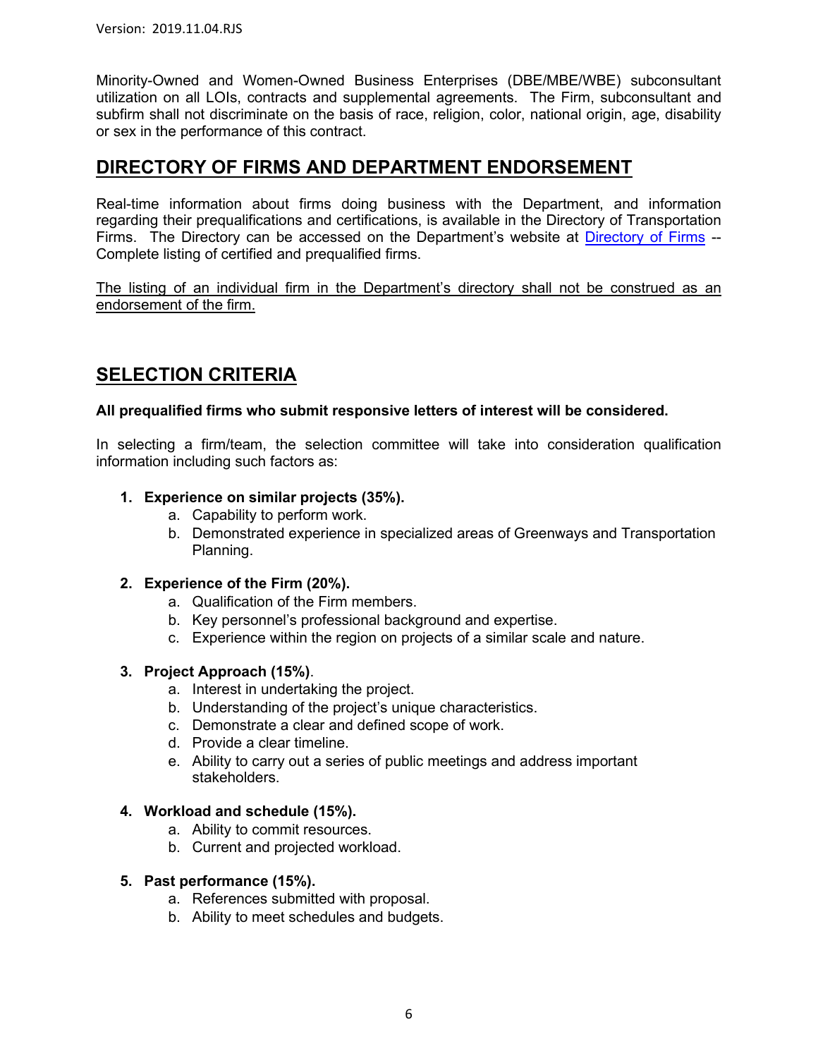Minority-Owned and Women-Owned Business Enterprises (DBE/MBE/WBE) subconsultant utilization on all LOIs, contracts and supplemental agreements. The Firm, subconsultant and subfirm shall not discriminate on the basis of race, religion, color, national origin, age, disability or sex in the performance of this contract.

## DIRECTORY OF FIRMS AND DEPARTMENT ENDORSEMENT

Real-time information about firms doing business with the Department, and information regarding their prequalifications and certifications, is available in the Directory of Transportation Firms. The Directory can be accessed on the Department's website at Directory of Firms -- Complete listing of certified and prequalified firms.

The listing of an individual firm in the Department's directory shall not be construed as an endorsement of the firm.

## SELECTION CRITERIA

**All prequalified firms who submit responsive letters of interest will be considered.**

In selecting a firm/team, the selection committee will take into consideration qualification information including such factors as:

1. **Experience on similar projects (35%).**
   a. Capability to perform work.
   b. Demonstrated experience in specialized areas of Greenways and Transportation Planning.

2. **Experience of the Firm (20%).**
   a. Qualification of the Firm members.
   b. Key personnel's professional background and expertise.
   c. Experience within the region on projects of a similar scale and nature.

3. **Project Approach (15%)**.
   a. Interest in undertaking the project.
   b. Understanding of the project's unique characteristics.
   c. Demonstrate a clear and defined scope of work.
   d. Provide a clear timeline.
   e. Ability to carry out a series of public meetings and address important stakeholders.

4. **Workload and schedule (15%).**
   a. Ability to commit resources.
   b. Current and projected workload.

5. **Past performance (15%).**
   a. References submitted with proposal.
   b. Ability to meet schedules and budgets.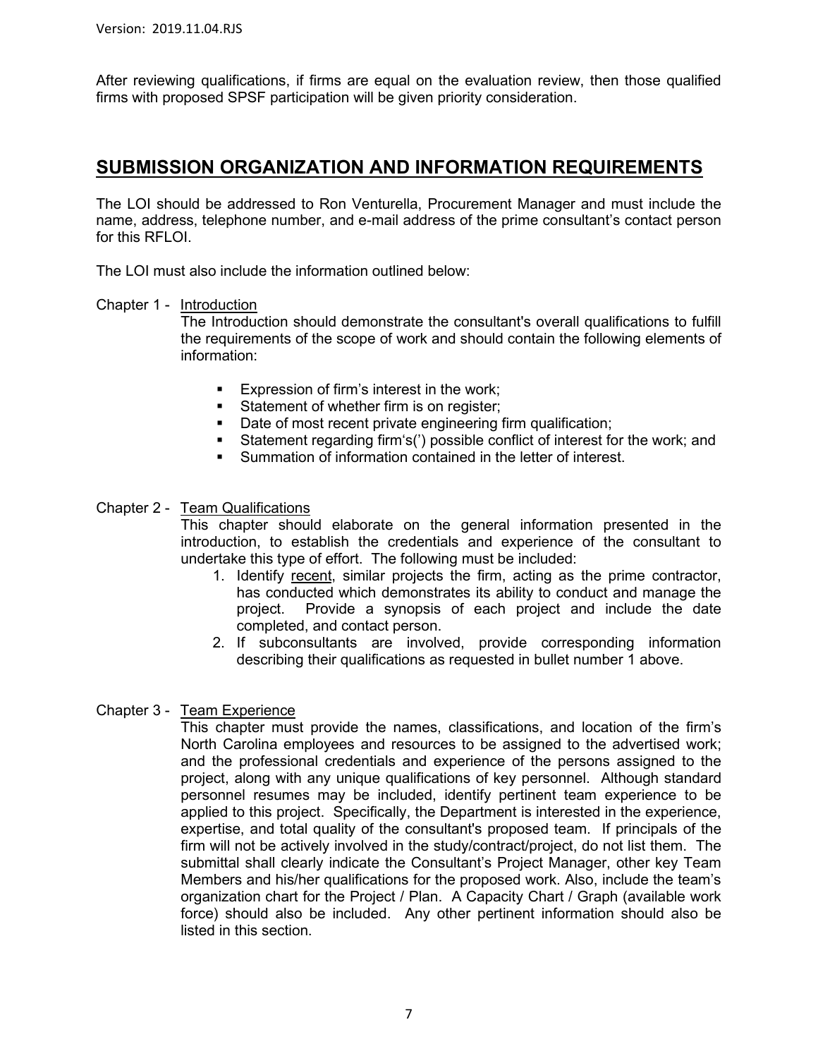After reviewing qualifications, if firms are equal on the evaluation review, then those qualified firms with proposed SPSF participation will be given priority consideration.

## SUBMISSION ORGANIZATION AND INFORMATION REQUIREMENTS

The LOI should be addressed to Ron Venturella, Procurement Manager and must include the name, address, telephone number, and e-mail address of the prime consultant's contact person for this RFLOI.

The LOI must also include the information outlined below:

Chapter 1 - Introduction

The Introduction should demonstrate the consultant's overall qualifications to fulfill the requirements of the scope of work and should contain the following elements of information:

- Expression of firm's interest in the work;
- Statement of whether firm is on register;
- Date of most recent private engineering firm qualification;
- Statement regarding firm's(') possible conflict of interest for the work; and
- Summation of information contained in the letter of interest.

Chapter 2 - Team Qualifications

This chapter should elaborate on the general information presented in the introduction, to establish the credentials and experience of the consultant to undertake this type of effort. The following must be included:

1. Identify recent, similar projects the firm, acting as the prime contractor, has conducted which demonstrates its ability to conduct and manage the project. Provide a synopsis of each project and include the date completed, and contact person.
2. If subconsultants are involved, provide corresponding information describing their qualifications as requested in bullet number 1 above.

Chapter 3 - Team Experience

This chapter must provide the names, classifications, and location of the firm's North Carolina employees and resources to be assigned to the advertised work; and the professional credentials and experience of the persons assigned to the project, along with any unique qualifications of key personnel. Although standard personnel resumes may be included, identify pertinent team experience to be applied to this project. Specifically, the Department is interested in the experience, expertise, and total quality of the consultant's proposed team. If principals of the firm will not be actively involved in the study/contract/project, do not list them. The submittal shall clearly indicate the Consultant's Project Manager, other key Team Members and his/her qualifications for the proposed work. Also, include the team's organization chart for the Project / Plan. A Capacity Chart / Graph (available work force) should also be included. Any other pertinent information should also be listed in this section.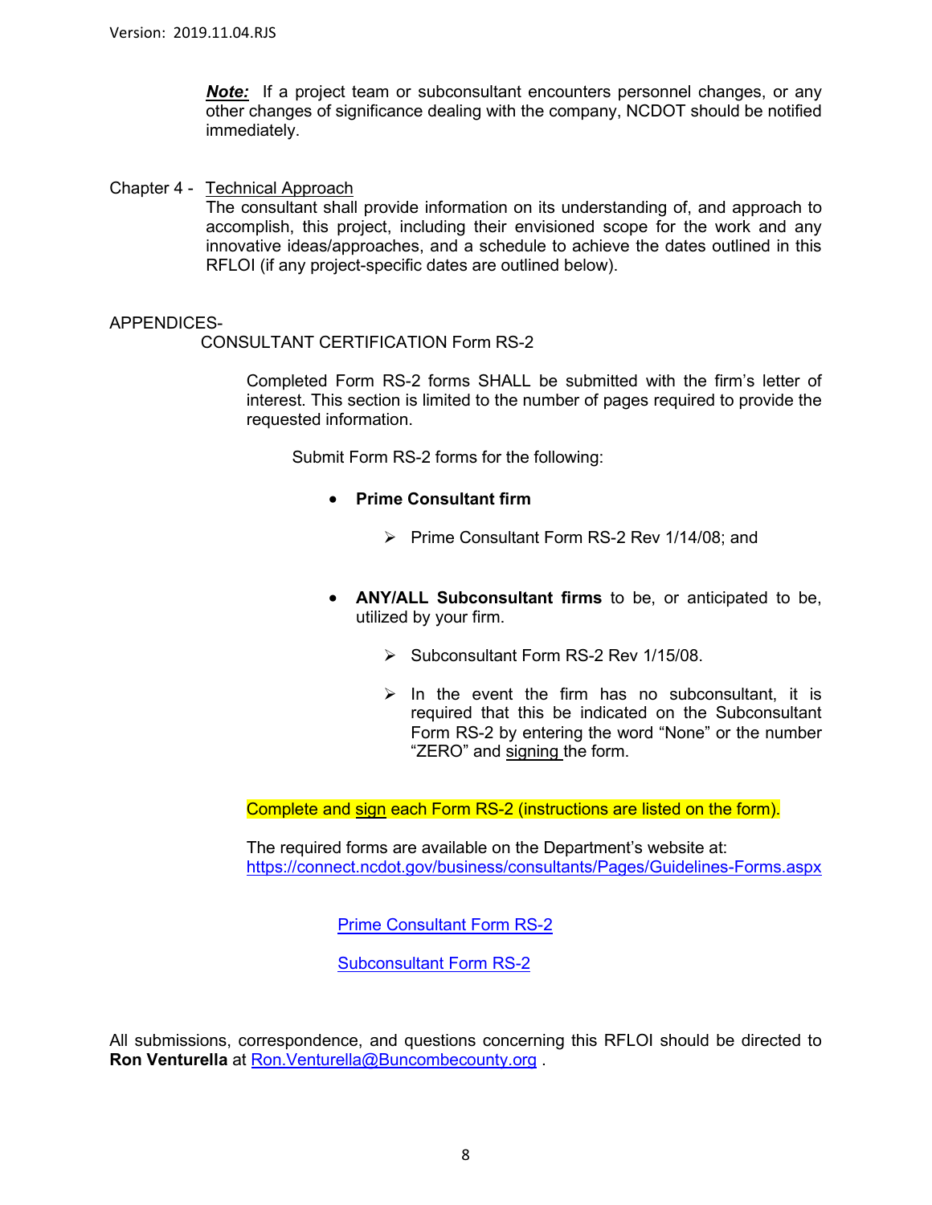***Note:*** If a project team or subconsultant encounters personnel changes, or any other changes of significance dealing with the company, NCDOT should be notified immediately.

Chapter 4 - Technical Approach

The consultant shall provide information on its understanding of, and approach to accomplish, this project, including their envisioned scope for the work and any innovative ideas/approaches, and a schedule to achieve the dates outlined in this RFLOI (if any project-specific dates are outlined below).

APPENDICES-

CONSULTANT CERTIFICATION Form RS-2

Completed Form RS-2 forms SHALL be submitted with the firm's letter of interest. This section is limited to the number of pages required to provide the requested information.

Submit Form RS-2 forms for the following:

- **Prime Consultant firm**
  - Prime Consultant Form RS-2 Rev 1/14/08; and

- **ANY/ALL Subconsultant firms** to be, or anticipated to be, utilized by your firm.
  - Subconsultant Form RS-2 Rev 1/15/08.
  - In the event the firm has no subconsultant, it is required that this be indicated on the Subconsultant Form RS-2 by entering the word "None" or the number "ZERO" and signing the form.

Complete and sign each Form RS-2 (instructions are listed on the form).

The required forms are available on the Department's website at: https://connect.ncdot.gov/business/consultants/Pages/Guidelines-Forms.aspx

Prime Consultant Form RS-2

Subconsultant Form RS-2

All submissions, correspondence, and questions concerning this RFLOI should be directed to **Ron Venturella** at Ron.Venturella@Buncombecounty.org .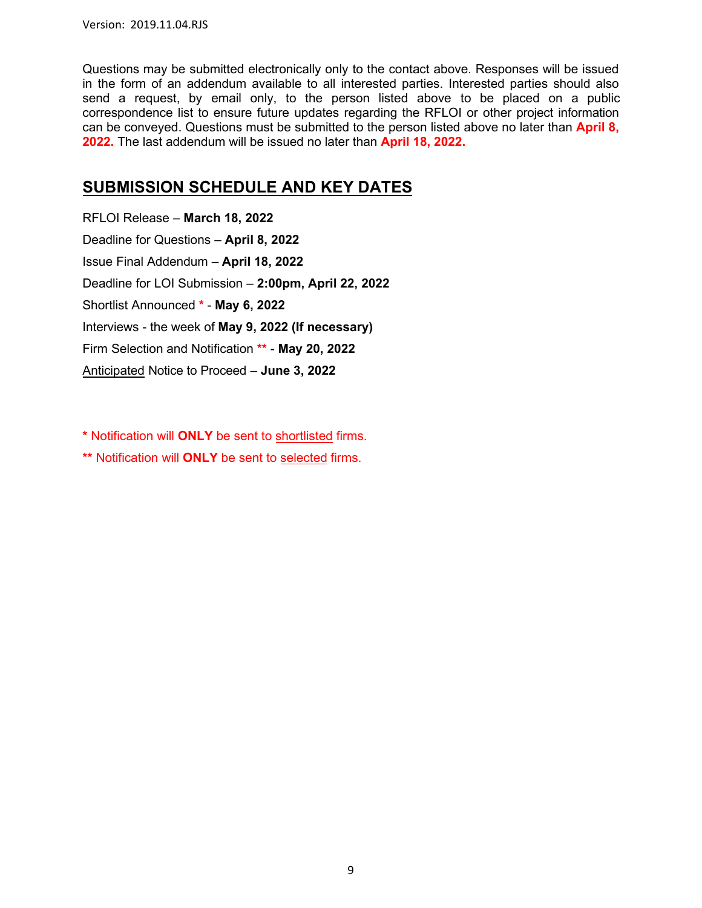Questions may be submitted electronically only to the contact above. Responses will be issued in the form of an addendum available to all interested parties. Interested parties should also send a request, by email only, to the person listed above to be placed on a public correspondence list to ensure future updates regarding the RFLOI or other project information can be conveyed. Questions must be submitted to the person listed above no later than **April 8, 2022.** The last addendum will be issued no later than **April 18, 2022.**

## SUBMISSION SCHEDULE AND KEY DATES

RFLOI Release – **March 18, 2022**

Deadline for Questions – **April 8, 2022**

Issue Final Addendum – **April 18, 2022**

Deadline for LOI Submission – **2:00pm, April 22, 2022**

Shortlist Announced * - **May 6, 2022**

Interviews - the week of **May 9, 2022 (If necessary)**

Firm Selection and Notification ** - **May 20, 2022**

Anticipated Notice to Proceed – **June 3, 2022**

\* Notification will **ONLY** be sent to shortlisted firms.

\** Notification will **ONLY** be sent to selected firms.